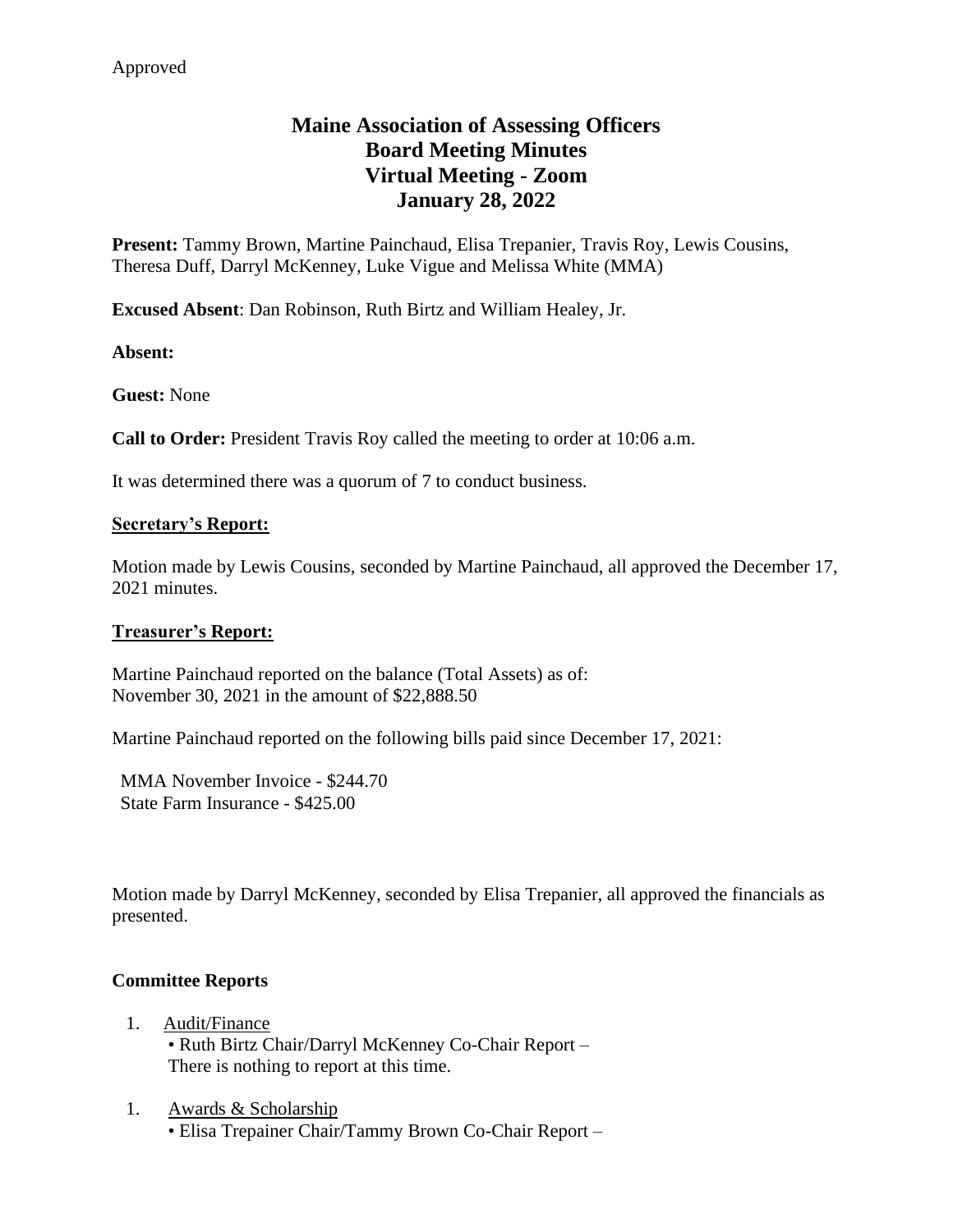Approved

# Maine Association of Assessing Officers
# Board Meeting Minutes
# Virtual Meeting - Zoom
# January 28, 2022

**Present:** Tammy Brown, Martine Painchaud, Elisa Trepanier, Travis Roy, Lewis Cousins, Theresa Duff, Darryl McKenney, Luke Vigue and Melissa White (MMA)

**Excused Absent**: Dan Robinson, Ruth Birtz and William Healey, Jr.

**Absent:**

**Guest:** None

**Call to Order:** President Travis Roy called the meeting to order at 10:06 a.m.

It was determined there was a quorum of 7 to conduct business.

**<u>Secretary's Report:</u>**

Motion made by Lewis Cousins, seconded by Martine Painchaud, all approved the December 17, 2021 minutes.

**<u>Treasurer's Report:</u>**

Martine Painchaud reported on the balance (Total Assets) as of:
November 30, 2021 in the amount of $22,888.50

Martine Painchaud reported on the following bills paid since December 17, 2021:

MMA November Invoice - $244.70
State Farm Insurance - $425.00

Motion made by Darryl McKenney, seconded by Elisa Trepanier, all approved the financials as presented.

**Committee Reports**

1. <u>Audit/Finance</u>
   - Ruth Birtz Chair/Darryl McKenney Co-Chair Report –
     There is nothing to report at this time.

1. <u>Awards & Scholarship</u>
   - Elisa Trepainer Chair/Tammy Brown Co-Chair Report –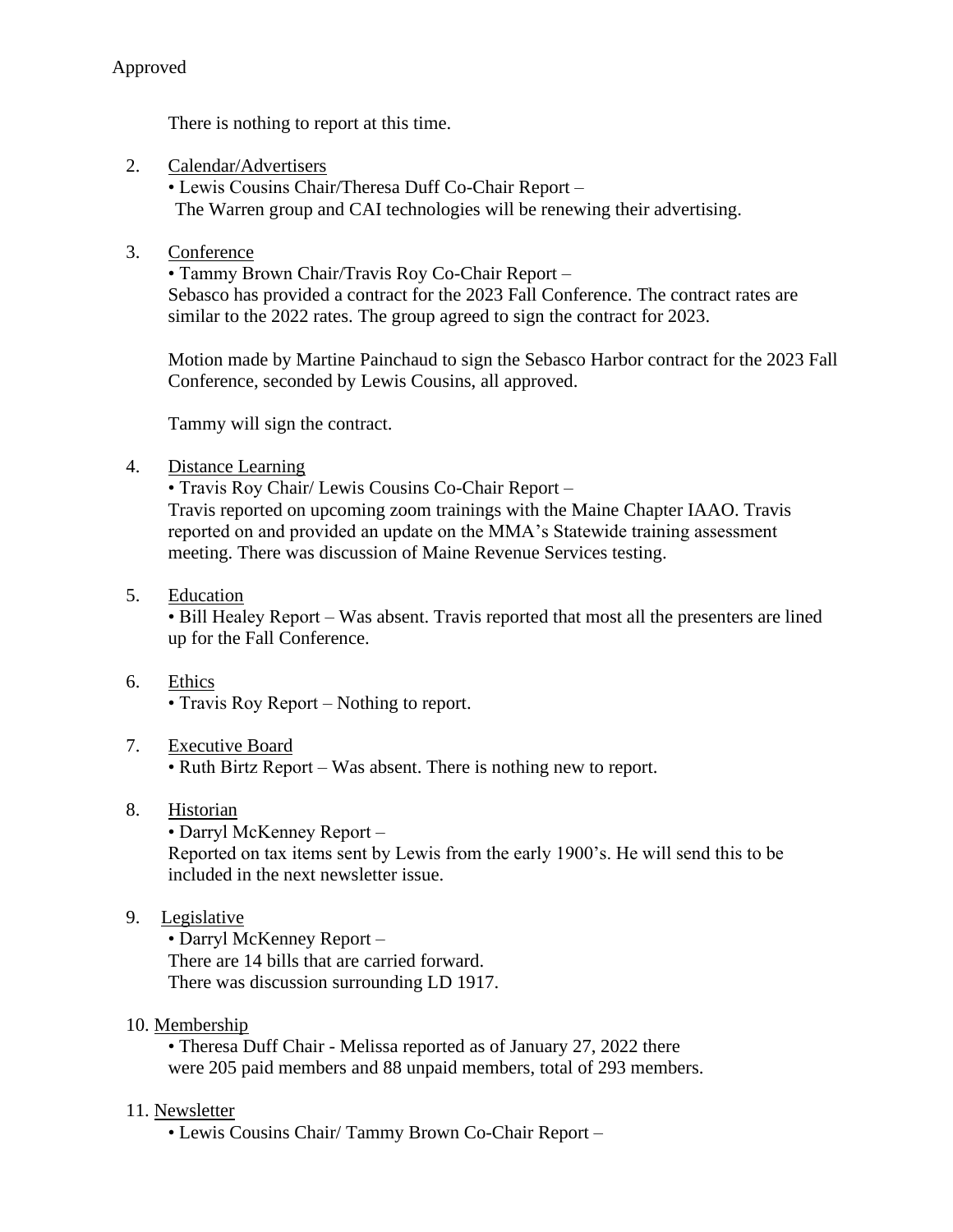Approved

There is nothing to report at this time.

2. Calendar/Advertisers
   • Lewis Cousins Chair/Theresa Duff Co-Chair Report –
   The Warren group and CAI technologies will be renewing their advertising.

3. Conference
   • Tammy Brown Chair/Travis Roy Co-Chair Report –
   Sebasco has provided a contract for the 2023 Fall Conference. The contract rates are similar to the 2022 rates. The group agreed to sign the contract for 2023.

   Motion made by Martine Painchaud to sign the Sebasco Harbor contract for the 2023 Fall Conference, seconded by Lewis Cousins, all approved.

   Tammy will sign the contract.

4. Distance Learning
   • Travis Roy Chair/ Lewis Cousins Co-Chair Report –
   Travis reported on upcoming zoom trainings with the Maine Chapter IAAO. Travis reported on and provided an update on the MMA's Statewide training assessment meeting. There was discussion of Maine Revenue Services testing.

5. Education
   • Bill Healey Report – Was absent. Travis reported that most all the presenters are lined up for the Fall Conference.

6. Ethics
   • Travis Roy Report – Nothing to report.

7. Executive Board
   • Ruth Birtz Report – Was absent. There is nothing new to report.

8. Historian
   • Darryl McKenney Report –
   Reported on tax items sent by Lewis from the early 1900's. He will send this to be included in the next newsletter issue.

9. Legislative
   • Darryl McKenney Report –
   There are 14 bills that are carried forward.
   There was discussion surrounding LD 1917.

10. Membership
    • Theresa Duff Chair - Melissa reported as of January 27, 2022 there were 205 paid members and 88 unpaid members, total of 293 members.

11. Newsletter
    • Lewis Cousins Chair/ Tammy Brown Co-Chair Report –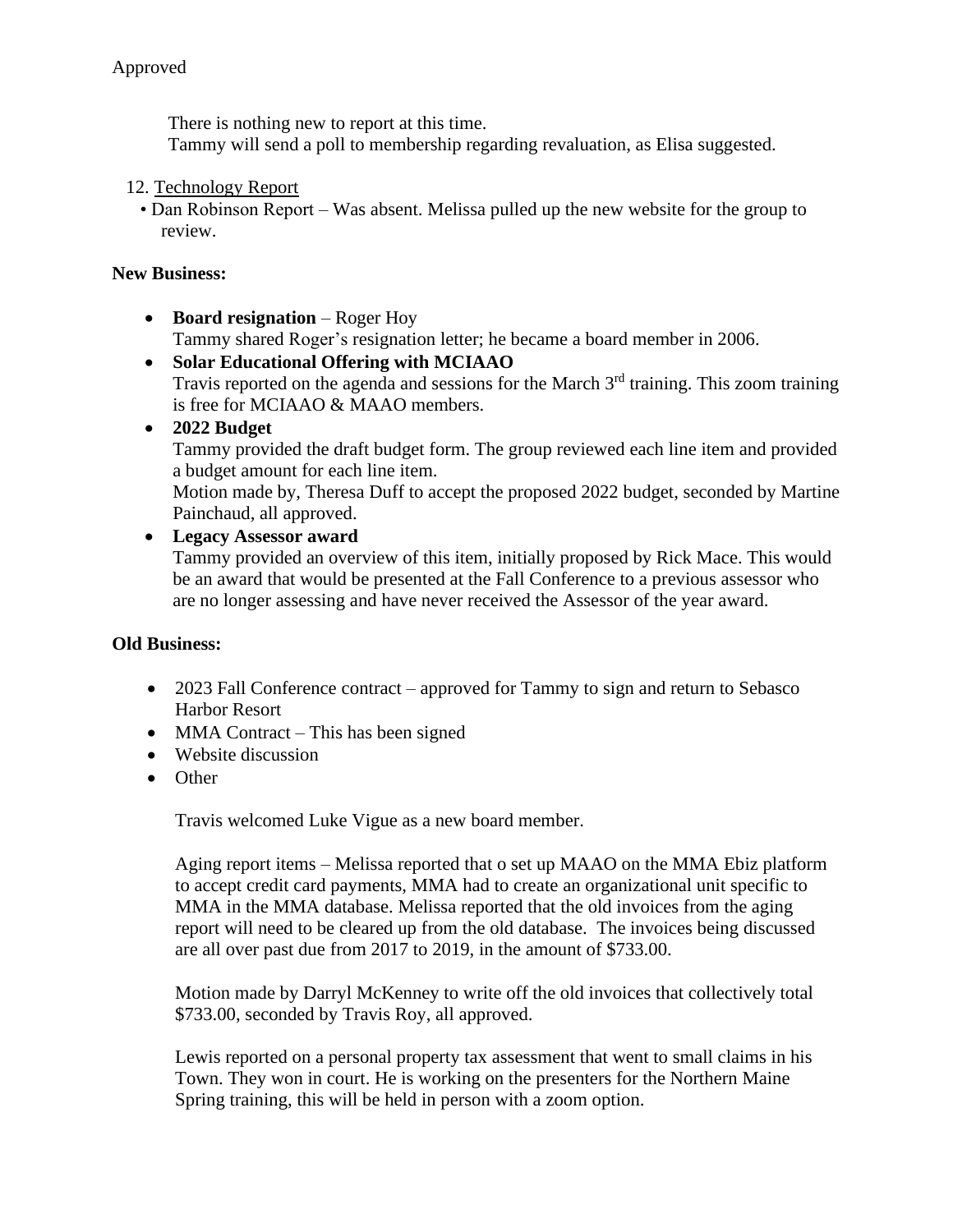Approved

There is nothing new to report at this time.
Tammy will send a poll to membership regarding revaluation, as Elisa suggested.

12. Technology Report
    - Dan Robinson Report – Was absent. Melissa pulled up the new website for the group to review.

**New Business:**

- **Board resignation** – Roger Hoy
  Tammy shared Roger's resignation letter; he became a board member in 2006.
- **Solar Educational Offering with MCIAAO**
  Travis reported on the agenda and sessions for the March 3rd training. This zoom training is free for MCIAAO & MAAO members.
- **2022 Budget**
  Tammy provided the draft budget form. The group reviewed each line item and provided a budget amount for each line item.
  Motion made by, Theresa Duff to accept the proposed 2022 budget, seconded by Martine Painchaud, all approved.
- **Legacy Assessor award**
  Tammy provided an overview of this item, initially proposed by Rick Mace. This would be an award that would be presented at the Fall Conference to a previous assessor who are no longer assessing and have never received the Assessor of the year award.

**Old Business:**

- 2023 Fall Conference contract – approved for Tammy to sign and return to Sebasco Harbor Resort
- MMA Contract – This has been signed
- Website discussion
- Other

  Travis welcomed Luke Vigue as a new board member.

  Aging report items – Melissa reported that o set up MAAO on the MMA Ebiz platform to accept credit card payments, MMA had to create an organizational unit specific to MMA in the MMA database. Melissa reported that the old invoices from the aging report will need to be cleared up from the old database. The invoices being discussed are all over past due from 2017 to 2019, in the amount of $733.00.

  Motion made by Darryl McKenney to write off the old invoices that collectively total $733.00, seconded by Travis Roy, all approved.

  Lewis reported on a personal property tax assessment that went to small claims in his Town. They won in court. He is working on the presenters for the Northern Maine Spring training, this will be held in person with a zoom option.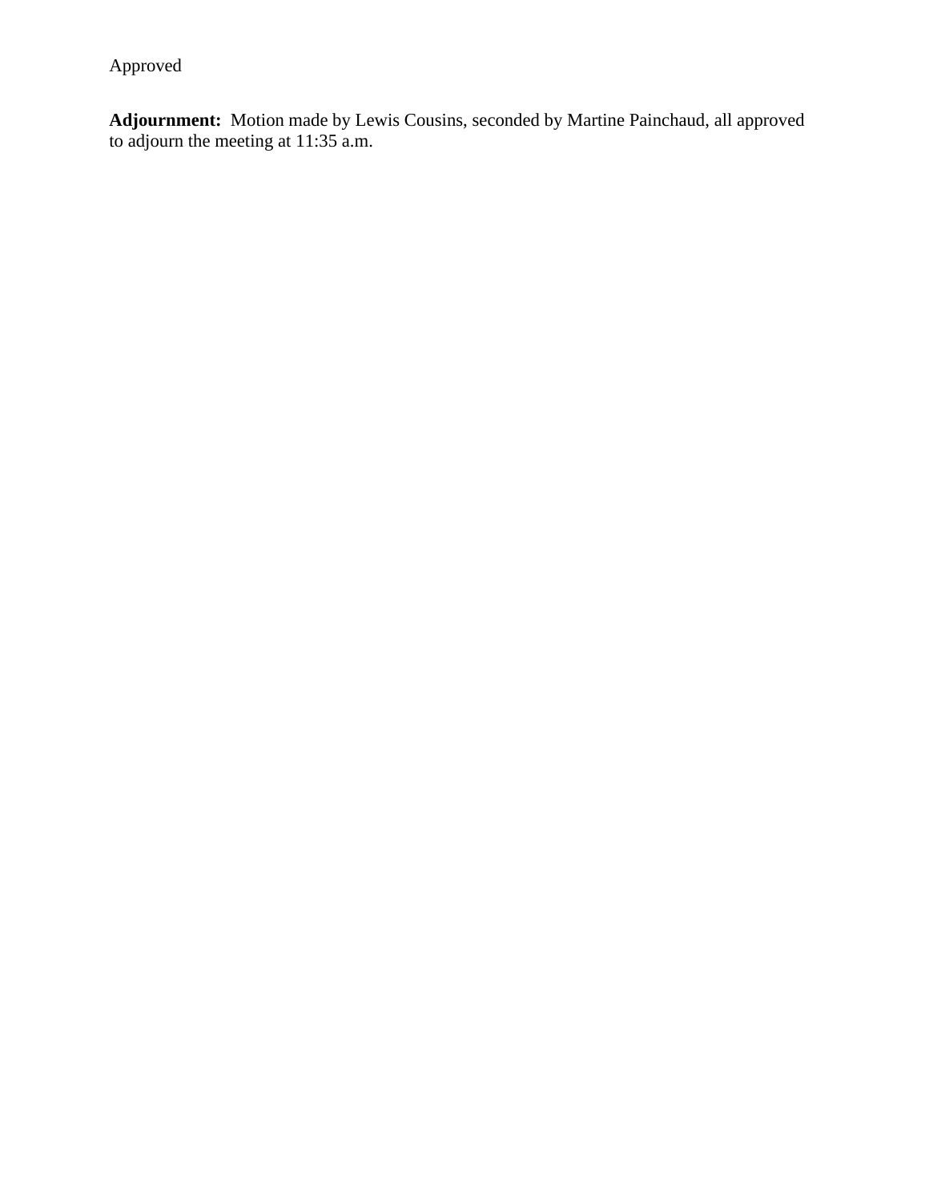Approved

**Adjournment:** Motion made by Lewis Cousins, seconded by Martine Painchaud, all approved to adjourn the meeting at 11:35 a.m.